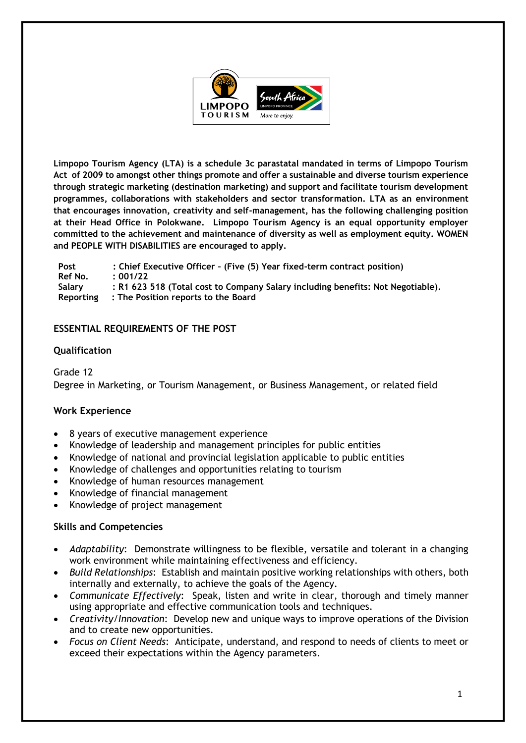**Limpopo Tourism Agency (LTA) is a schedule 3c parastatal mandated in terms of Limpopo Tourism Act of 2009 to amongst other things promote and offer a sustainable and diverse tourism experience through strategic marketing (destination marketing) and support and facilitate tourism development programmes, collaborations with stakeholders and sector transformation. LTA as an environment that encourages innovation, creativity and self-management, has the following challenging position at their Head Office in Polokwane. Limpopo Tourism Agency is an equal opportunity employer committed to the achievement and maintenance of diversity as well as employment equity. WOMEN and PEOPLE WITH DISABILITIES are encouraged to apply.**

**Post : Chief Executive Officer – (Five (5) Year fixed-term contract position)**
**Ref No. : 001/22**
**Salary : R1 623 518 (Total cost to Company Salary including benefits: Not Negotiable).**
**Reporting : The Position reports to the Board**

## ESSENTIAL REQUIREMENTS OF THE POST

### Qualification

Grade 12
Degree in Marketing, or Tourism Management, or Business Management, or related field

### Work Experience

- 8 years of executive management experience
- Knowledge of leadership and management principles for public entities
- Knowledge of national and provincial legislation applicable to public entities
- Knowledge of challenges and opportunities relating to tourism
- Knowledge of human resources management
- Knowledge of financial management
- Knowledge of project management

### Skills and Competencies

- *Adaptability*: Demonstrate willingness to be flexible, versatile and tolerant in a changing work environment while maintaining effectiveness and efficiency.
- *Build Relationships*: Establish and maintain positive working relationships with others, both internally and externally, to achieve the goals of the Agency.
- *Communicate Effectively*: Speak, listen and write in clear, thorough and timely manner using appropriate and effective communication tools and techniques.
- *Creativity/Innovation*: Develop new and unique ways to improve operations of the Division and to create new opportunities.
- *Focus on Client Needs*: Anticipate, understand, and respond to needs of clients to meet or exceed their expectations within the Agency parameters.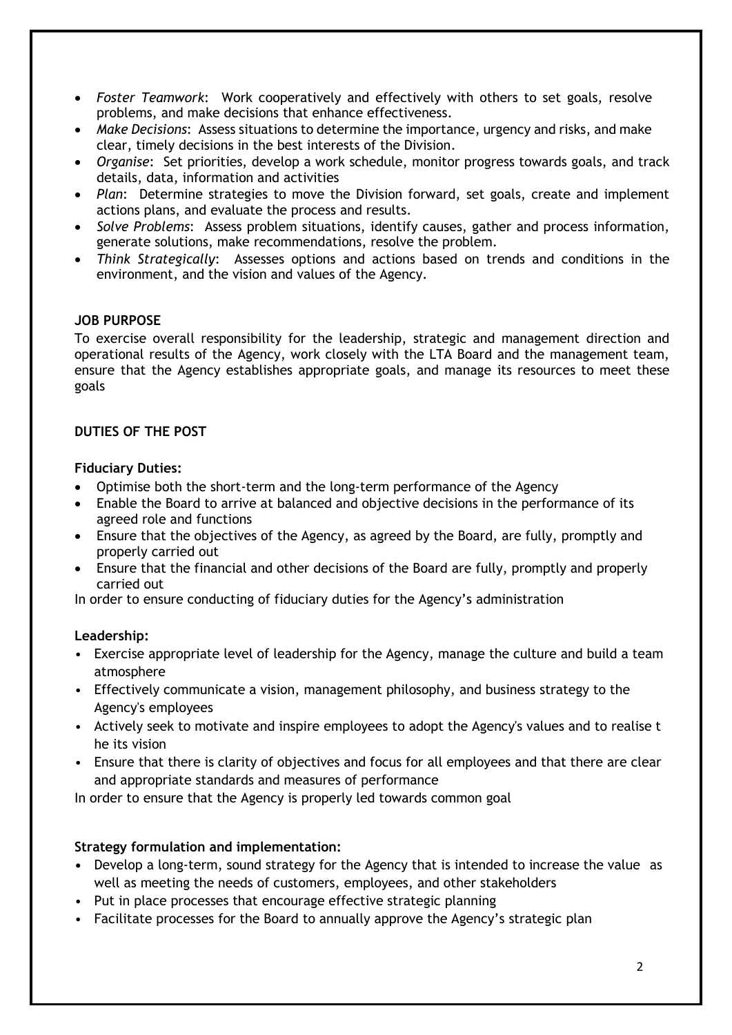- *Foster Teamwork*: Work cooperatively and effectively with others to set goals, resolve problems, and make decisions that enhance effectiveness.
- *Make Decisions*: Assess situations to determine the importance, urgency and risks, and make clear, timely decisions in the best interests of the Division.
- *Organise*: Set priorities, develop a work schedule, monitor progress towards goals, and track details, data, information and activities
- *Plan*: Determine strategies to move the Division forward, set goals, create and implement actions plans, and evaluate the process and results.
- *Solve Problems*: Assess problem situations, identify causes, gather and process information, generate solutions, make recommendations, resolve the problem.
- *Think Strategically*: Assesses options and actions based on trends and conditions in the environment, and the vision and values of the Agency.

**JOB PURPOSE**

To exercise overall responsibility for the leadership, strategic and management direction and operational results of the Agency, work closely with the LTA Board and the management team, ensure that the Agency establishes appropriate goals, and manage its resources to meet these goals

**DUTIES OF THE POST**

**Fiduciary Duties:**

- Optimise both the short-term and the long-term performance of the Agency
- Enable the Board to arrive at balanced and objective decisions in the performance of its agreed role and functions
- Ensure that the objectives of the Agency, as agreed by the Board, are fully, promptly and properly carried out
- Ensure that the financial and other decisions of the Board are fully, promptly and properly carried out

In order to ensure conducting of fiduciary duties for the Agency's administration

**Leadership:**

- Exercise appropriate level of leadership for the Agency, manage the culture and build a team atmosphere
- Effectively communicate a vision, management philosophy, and business strategy to the Agency's employees
- Actively seek to motivate and inspire employees to adopt the Agency's values and to realise t he its vision
- Ensure that there is clarity of objectives and focus for all employees and that there are clear and appropriate standards and measures of performance

In order to ensure that the Agency is properly led towards common goal

**Strategy formulation and implementation:**

- Develop a long-term, sound strategy for the Agency that is intended to increase the value as well as meeting the needs of customers, employees, and other stakeholders
- Put in place processes that encourage effective strategic planning
- Facilitate processes for the Board to annually approve the Agency's strategic plan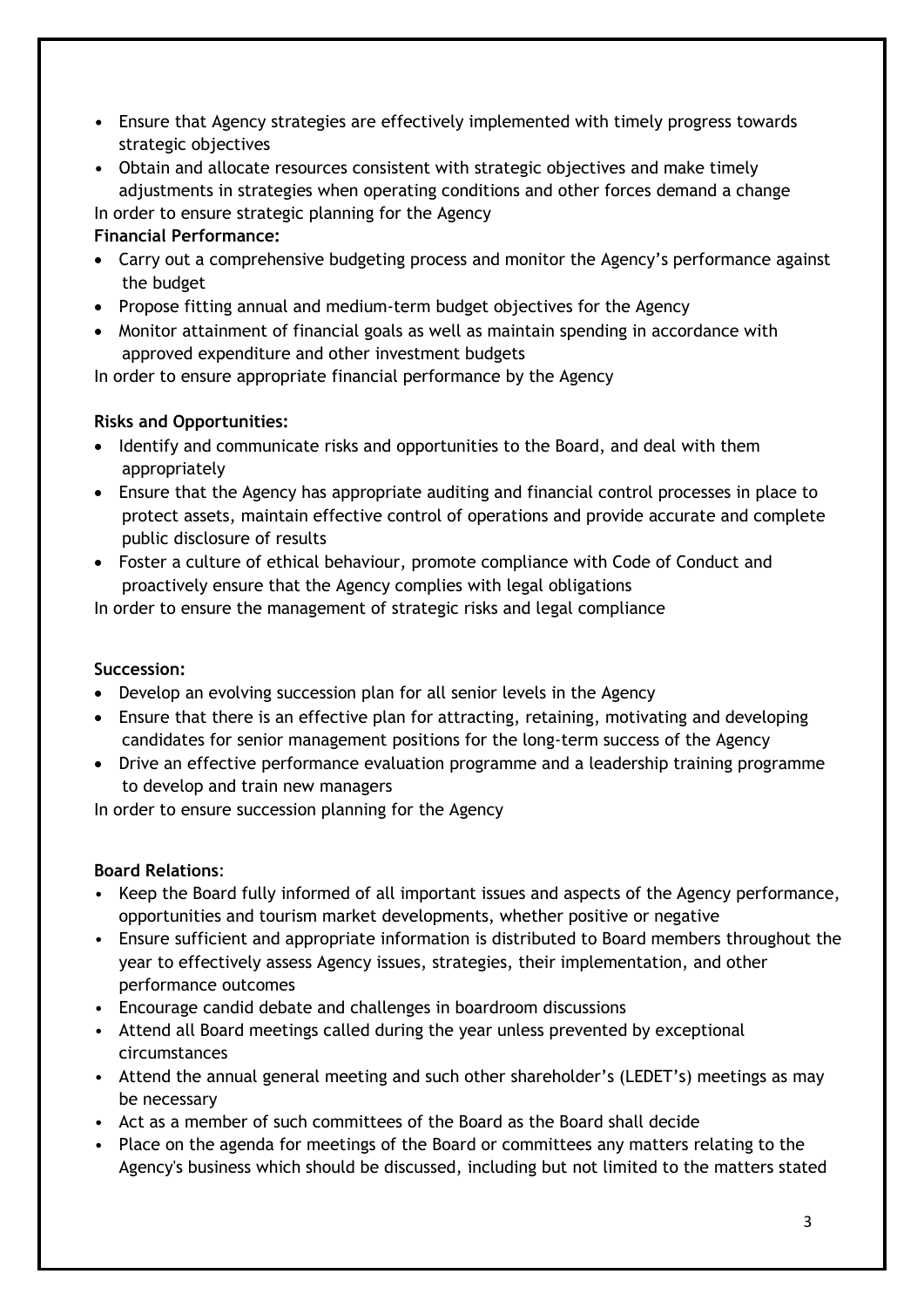- Ensure that Agency strategies are effectively implemented with timely progress towards strategic objectives
- Obtain and allocate resources consistent with strategic objectives and make timely adjustments in strategies when operating conditions and other forces demand a change

In order to ensure strategic planning for the Agency

**Financial Performance:**

- Carry out a comprehensive budgeting process and monitor the Agency's performance against the budget
- Propose fitting annual and medium-term budget objectives for the Agency
- Monitor attainment of financial goals as well as maintain spending in accordance with approved expenditure and other investment budgets

In order to ensure appropriate financial performance by the Agency

**Risks and Opportunities:**

- Identify and communicate risks and opportunities to the Board, and deal with them appropriately
- Ensure that the Agency has appropriate auditing and financial control processes in place to protect assets, maintain effective control of operations and provide accurate and complete public disclosure of results
- Foster a culture of ethical behaviour, promote compliance with Code of Conduct and proactively ensure that the Agency complies with legal obligations

In order to ensure the management of strategic risks and legal compliance

**Succession:**

- Develop an evolving succession plan for all senior levels in the Agency
- Ensure that there is an effective plan for attracting, retaining, motivating and developing candidates for senior management positions for the long-term success of the Agency
- Drive an effective performance evaluation programme and a leadership training programme to develop and train new managers

In order to ensure succession planning for the Agency

**Board Relations**:

- Keep the Board fully informed of all important issues and aspects of the Agency performance, opportunities and tourism market developments, whether positive or negative
- Ensure sufficient and appropriate information is distributed to Board members throughout the year to effectively assess Agency issues, strategies, their implementation, and other performance outcomes
- Encourage candid debate and challenges in boardroom discussions
- Attend all Board meetings called during the year unless prevented by exceptional circumstances
- Attend the annual general meeting and such other shareholder's (LEDET's) meetings as may be necessary
- Act as a member of such committees of the Board as the Board shall decide
- Place on the agenda for meetings of the Board or committees any matters relating to the Agency's business which should be discussed, including but not limited to the matters stated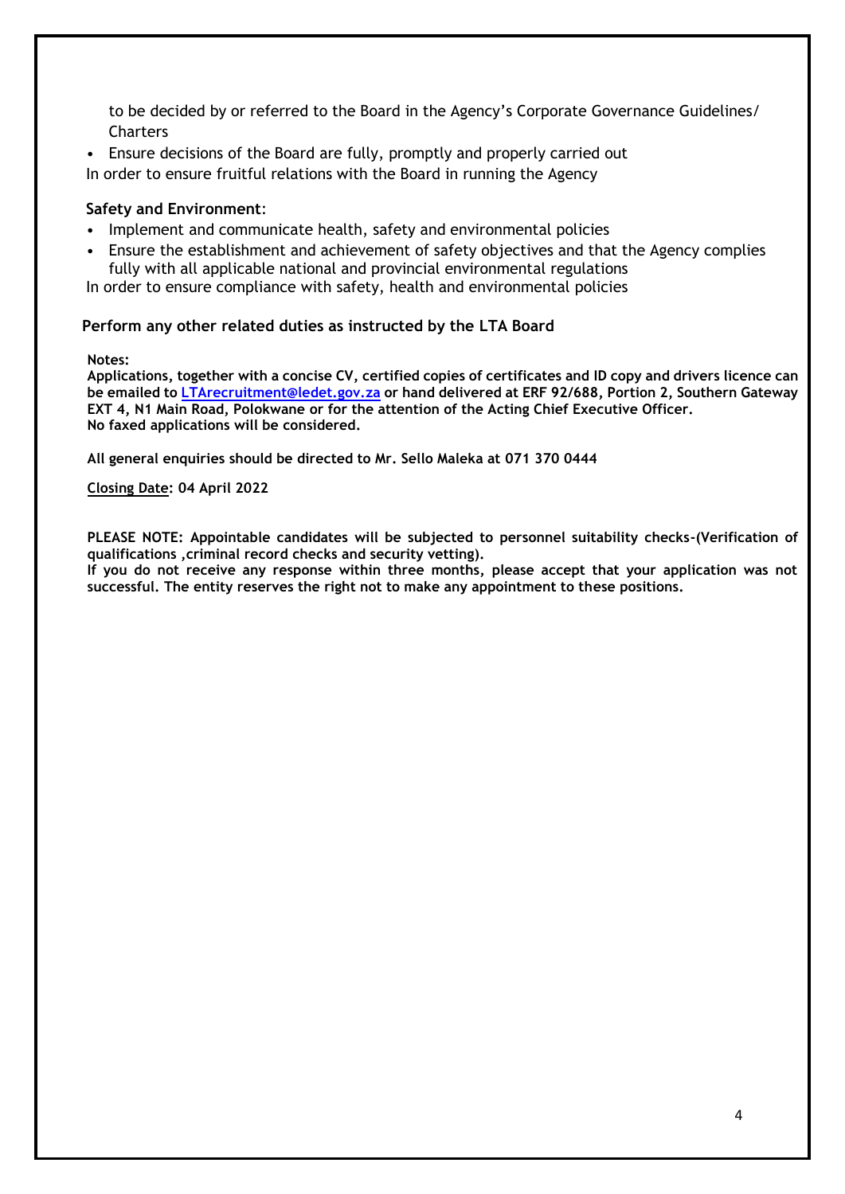to be decided by or referred to the Board in the Agency's Corporate Governance Guidelines/ Charters

- Ensure decisions of the Board are fully, promptly and properly carried out

In order to ensure fruitful relations with the Board in running the Agency

**Safety and Environment**:

- Implement and communicate health, safety and environmental policies
- Ensure the establishment and achievement of safety objectives and that the Agency complies fully with all applicable national and provincial environmental regulations

In order to ensure compliance with safety, health and environmental policies

**Perform any other related duties as instructed by the LTA Board**

**Notes:**
**Applications, together with a concise CV, certified copies of certificates and ID copy and drivers licence can be emailed to LTArecruitment@ledet.gov.za or hand delivered at ERF 92/688, Portion 2, Southern Gateway EXT 4, N1 Main Road, Polokwane or for the attention of the Acting Chief Executive Officer.**
**No faxed applications will be considered.**

**All general enquiries should be directed to Mr. Sello Maleka at 071 370 0444**

**Closing Date: 04 April 2022**

**PLEASE NOTE: Appointable candidates will be subjected to personnel suitability checks-(Verification of qualifications ,criminal record checks and security vetting).**
**If you do not receive any response within three months, please accept that your application was not successful. The entity reserves the right not to make any appointment to these positions.**